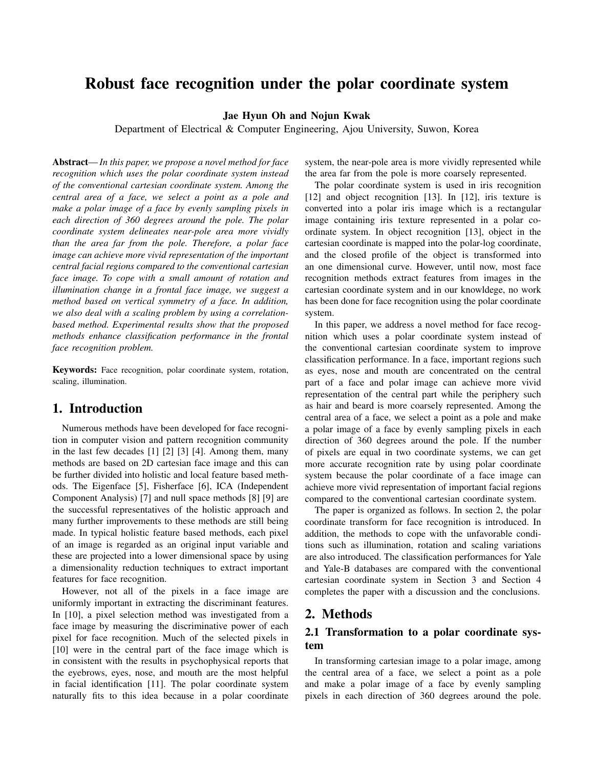# Robust face recognition under the polar coordinate system

**Jae Hyun Oh and Nojun Kwak**

Department of Electrical & Computer Engineering, Ajou University, Suwon, Korea

**Abstract**— *In this paper, we propose a novel method for face recognition which uses the polar coordinate system instead of the conventional cartesian coordinate system. Among the central area of a face, we select a point as a pole and make a polar image of a face by evenly sampling pixels in each direction of 360 degrees around the pole. The polar coordinate system delineates near-pole area more vividly than the area far from the pole. Therefore, a polar face image can achieve more vivid representation of the important central facial regions compared to the conventional cartesian face image. To cope with a small amount of rotation and illumination change in a frontal face image, we suggest a method based on vertical symmetry of a face. In addition, we also deal with a scaling problem by using a correlation-based method. Experimental results show that the proposed methods enhance classification performance in the frontal face recognition problem.*

**Keywords:** Face recognition, polar coordinate system, rotation, scaling, illumination.

## 1. Introduction

Numerous methods have been developed for face recognition in computer vision and pattern recognition community in the last few decades [1] [2] [3] [4]. Among them, many methods are based on 2D cartesian face image and this can be further divided into holistic and local feature based methods. The Eigenface [5], Fisherface [6], ICA (Independent Component Analysis) [7] and null space methods [8] [9] are the successful representatives of the holistic approach and many further improvements to these methods are still being made. In typical holistic feature based methods, each pixel of an image is regarded as an original input variable and these are projected into a lower dimensional space by using a dimensionality reduction techniques to extract important features for face recognition.

However, not all of the pixels in a face image are uniformly important in extracting the discriminant features. In [10], a pixel selection method was investigated from a face image by measuring the discriminative power of each pixel for face recognition. Much of the selected pixels in [10] were in the central part of the face image which is in consistent with the results in psychophysical reports that the eyebrows, eyes, nose, and mouth are the most helpful in facial identification [11]. The polar coordinate system naturally fits to this idea because in a polar coordinate system, the near-pole area is more vividly represented while the area far from the pole is more coarsely represented.

The polar coordinate system is used in iris recognition [12] and object recognition [13]. In [12], iris texture is converted into a polar iris image which is a rectangular image containing iris texture represented in a polar coordinate system. In object recognition [13], object in the cartesian coordinate is mapped into the polar-log coordinate, and the closed profile of the object is transformed into an one dimensional curve. However, until now, most face recognition methods extract features from images in the cartesian coordinate system and in our knowldege, no work has been done for face recognition using the polar coordinate system.

In this paper, we address a novel method for face recognition which uses a polar coordinate system instead of the conventional cartesian coordinate system to improve classification performance. In a face, important regions such as eyes, nose and mouth are concentrated on the central part of a face and polar image can achieve more vivid representation of the central part while the periphery such as hair and beard is more coarsely represented. Among the central area of a face, we select a point as a pole and make a polar image of a face by evenly sampling pixels in each direction of 360 degrees around the pole. If the number of pixels are equal in two coordinate systems, we can get more accurate recognition rate by using polar coordinate system because the polar coordinate of a face image can achieve more vivid representation of important facial regions compared to the conventional cartesian coordinate system.

The paper is organized as follows. In section 2, the polar coordinate transform for face recognition is introduced. In addition, the methods to cope with the unfavorable conditions such as illumination, rotation and scaling variations are also introduced. The classification performances for Yale and Yale-B databases are compared with the conventional cartesian coordinate system in Section 3 and Section 4 completes the paper with a discussion and the conclusions.

## 2. Methods

### 2.1 Transformation to a polar coordinate system

In transforming cartesian image to a polar image, among the central area of a face, we select a point as a pole and make a polar image of a face by evenly sampling pixels in each direction of 360 degrees around the pole.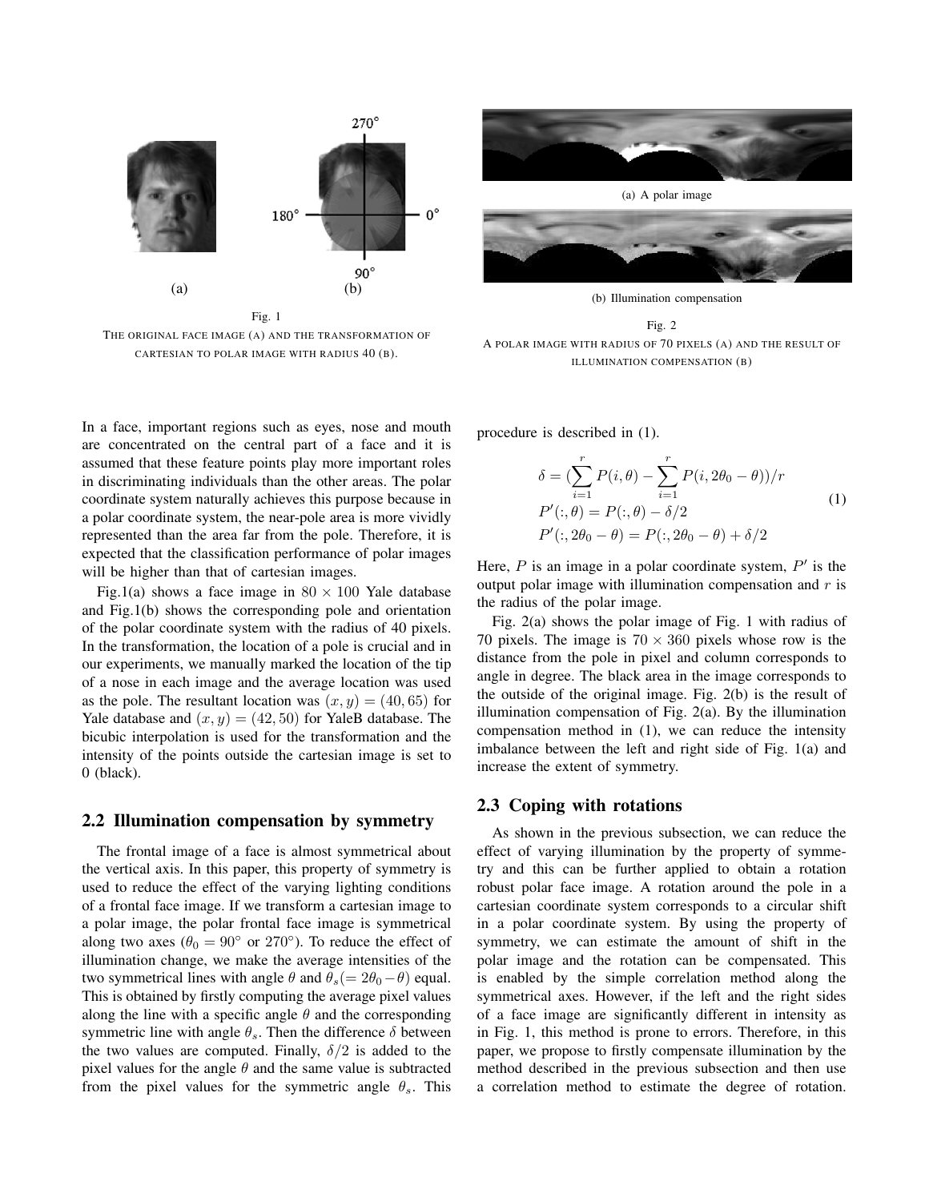(a)

(b)

Fig. 1

THE ORIGINAL FACE IMAGE (A) AND THE TRANSFORMATION OF CARTESIAN TO POLAR IMAGE WITH RADIUS 40 (B).

(a) A polar image

(b) Illumination compensation

Fig. 2

A POLAR IMAGE WITH RADIUS OF 70 PIXELS (A) AND THE RESULT OF ILLUMINATION COMPENSATION (B)

In a face, important regions such as eyes, nose and mouth are concentrated on the central part of a face and it is assumed that these feature points play more important roles in discriminating individuals than the other areas. The polar coordinate system naturally achieves this purpose because in a polar coordinate system, the near-pole area is more vividly represented than the area far from the pole. Therefore, it is expected that the classification performance of polar images will be higher than that of cartesian images.

Fig.1(a) shows a face image in $80 \times 100$ Yale database and Fig.1(b) shows the corresponding pole and orientation of the polar coordinate system with the radius of 40 pixels. In the transformation, the location of a pole is crucial and in our experiments, we manually marked the location of the tip of a nose in each image and the average location was used as the pole. The resultant location was $(x, y) = (40, 65)$ for Yale database and $(x, y) = (42, 50)$ for YaleB database. The bicubic interpolation is used for the transformation and the intensity of the points outside the cartesian image is set to 0 (black).

## 2.2 Illumination compensation by symmetry

The frontal image of a face is almost symmetrical about the vertical axis. In this paper, this property of symmetry is used to reduce the effect of the varying lighting conditions of a frontal face image. If we transform a cartesian image to a polar image, the polar frontal face image is symmetrical along two axes ($\theta_0 = 90^\circ$ or $270^\circ$). To reduce the effect of illumination change, we make the average intensities of the two symmetrical lines with angle $\theta$ and $\theta_s (= 2\theta_0 - \theta)$ equal. This is obtained by firstly computing the average pixel values along the line with a specific angle $\theta$ and the corresponding symmetric line with angle $\theta_s$. Then the difference $\delta$ between the two values are computed. Finally, $\delta/2$ is added to the pixel values for the angle $\theta$ and the same value is subtracted from the pixel values for the symmetric angle $\theta_s$. This procedure is described in (1).

$$
\begin{aligned}
\delta &= \left(\sum_{i=1}^{r} P(i, \theta) - \sum_{i=1}^{r} P(i, 2\theta_0 - \theta)\right)/r \\
P'(:, \theta) &= P(:, \theta) - \delta/2 \\
P'(:, 2\theta_0 - \theta) &= P(:, 2\theta_0 - \theta) + \delta/2
\end{aligned} \tag{1}
$$

Here, $P$ is an image in a polar coordinate system, $P'$ is the output polar image with illumination compensation and $r$ is the radius of the polar image.

Fig. 2(a) shows the polar image of Fig. 1 with radius of 70 pixels. The image is $70 \times 360$ pixels whose row is the distance from the pole in pixel and column corresponds to angle in degree. The black area in the image corresponds to the outside of the original image. Fig. 2(b) is the result of illumination compensation of Fig. 2(a). By the illumination compensation method in (1), we can reduce the intensity imbalance between the left and right side of Fig. 1(a) and increase the extent of symmetry.

## 2.3 Coping with rotations

As shown in the previous subsection, we can reduce the effect of varying illumination by the property of symmetry and this can be further applied to obtain a rotation robust polar face image. A rotation around the pole in a cartesian coordinate system corresponds to a circular shift in a polar coordinate system. By using the property of symmetry, we can estimate the amount of shift in the polar image and the rotation can be compensated. This is enabled by the simple correlation method along the symmetrical axes. However, if the left and the right sides of a face image are significantly different in intensity as in Fig. 1, this method is prone to errors. Therefore, in this paper, we propose to firstly compensate illumination by the method described in the previous subsection and then use a correlation method to estimate the degree of rotation.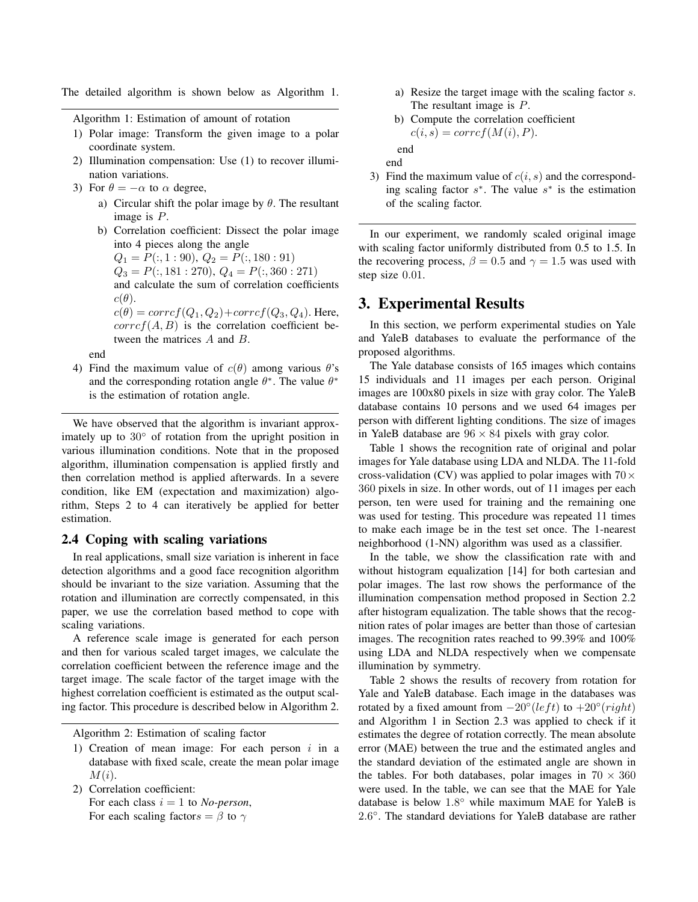The detailed algorithm is shown below as Algorithm 1.

---

Algorithm 1: Estimation of amount of rotation

1) Polar image: Transform the given image to a polar coordinate system.
2) Illumination compensation: Use (1) to recover illumination variations.
3) For $\theta = -\alpha$ to $\alpha$ degree,
   a) Circular shift the polar image by $\theta$. The resultant image is $P$.
   b) Correlation coefficient: Dissect the polar image into 4 pieces along the angle
      $Q_1 = P(:, 1 : 90)$, $Q_2 = P(:, 180 : 91)$
      $Q_3 = P(:, 181 : 270)$, $Q_4 = P(:, 360 : 271)$
      and calculate the sum of correlation coefficients $c(\theta)$.
      $c(\theta) = corrcf(Q_1, Q_2) + corrcf(Q_3, Q_4)$. Here, $corrcf(A, B)$ is the correlation coefficient between the matrices $A$ and $B$.

   end
4) Find the maximum value of $c(\theta)$ among various $\theta$'s and the corresponding rotation angle $\theta^*$. The value $\theta^*$ is the estimation of rotation angle.

---

We have observed that the algorithm is invariant approximately up to $30^\circ$ of rotation from the upright position in various illumination conditions. Note that in the proposed algorithm, illumination compensation is applied firstly and then correlation method is applied afterwards. In a severe condition, like EM (expectation and maximization) algorithm, Steps 2 to 4 can iteratively be applied for better estimation.

### 2.4 Coping with scaling variations

In real applications, small size variation is inherent in face detection algorithms and a good face recognition algorithm should be invariant to the size variation. Assuming that the rotation and illumination are correctly compensated, in this paper, we use the correlation based method to cope with scaling variations.

A reference scale image is generated for each person and then for various scaled target images, we calculate the correlation coefficient between the reference image and the target image. The scale factor of the target image with the highest correlation coefficient is estimated as the output scaling factor. This procedure is described below in Algorithm 2.

---

Algorithm 2: Estimation of scaling factor

1) Creation of mean image: For each person $i$ in a database with fixed scale, create the mean polar image $M(i)$.
2) Correlation coefficient:
   For each class $i = 1$ to *No-person*,
   For each scaling factor $s = \beta$ to $\gamma$
   a) Resize the target image with the scaling factor $s$. The resultant image is $P$.
   b) Compute the correlation coefficient
      $c(i, s) = corrcf(M(i), P)$.

   end

   end
3) Find the maximum value of $c(i, s)$ and the corresponding scaling factor $s^*$. The value $s^*$ is the estimation of the scaling factor.

---

In our experiment, we randomly scaled original image with scaling factor uniformly distributed from 0.5 to 1.5. In the recovering process, $\beta = 0.5$ and $\gamma = 1.5$ was used with step size 0.01.

## 3. Experimental Results

In this section, we perform experimental studies on Yale and YaleB databases to evaluate the performance of the proposed algorithms.

The Yale database consists of 165 images which contains 15 individuals and 11 images per each person. Original images are 100x80 pixels in size with gray color. The YaleB database contains 10 persons and we used 64 images per person with different lighting conditions. The size of images in YaleB database are $96 \times 84$ pixels with gray color.

Table 1 shows the recognition rate of original and polar images for Yale database using LDA and NLDA. The 11-fold cross-validation (CV) was applied to polar images with $70 \times 360$ pixels in size. In other words, out of 11 images per each person, ten were used for training and the remaining one was used for testing. This procedure was repeated 11 times to make each image be in the test set once. The 1-nearest neighborhood (1-NN) algorithm was used as a classifier.

In the table, we show the classification rate with and without histogram equalization [14] for both cartesian and polar images. The last row shows the performance of the illumination compensation method proposed in Section 2.2 after histogram equalization. The table shows that the recognition rates of polar images are better than those of cartesian images. The recognition rates reached to 99.39% and 100% using LDA and NLDA respectively when we compensate illumination by symmetry.

Table 2 shows the results of recovery from rotation for Yale and YaleB database. Each image in the databases was rotated by a fixed amount from $-20^\circ(left)$ to $+20^\circ(right)$ and Algorithm 1 in Section 2.3 was applied to check if it estimates the degree of rotation correctly. The mean absolute error (MAE) between the true and the estimated angles and the standard deviation of the estimated angle are shown in the tables. For both databases, polar images in $70 \times 360$ were used. In the table, we can see that the MAE for Yale database is below $1.8^\circ$ while maximum MAE for YaleB is $2.6^\circ$. The standard deviations for YaleB database are rather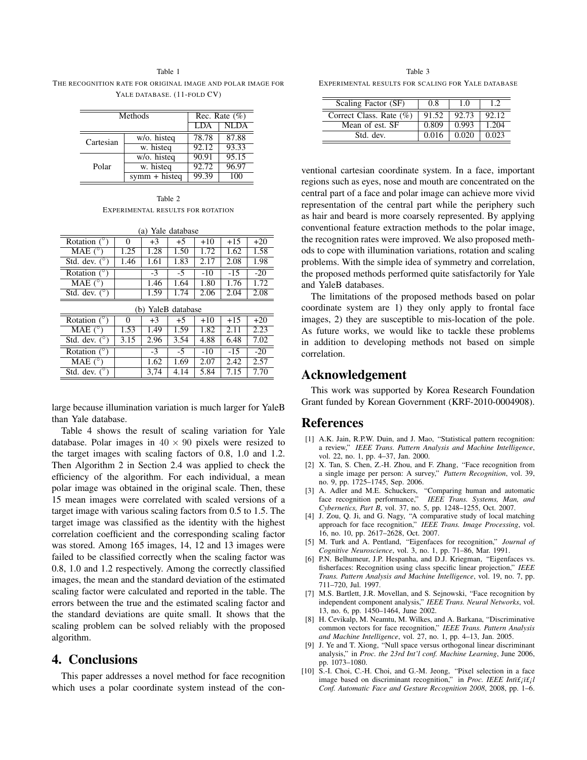Table 1

The recognition rate for original image and polar image for Yale database. (11-fold CV)

| Methods | | Rec. Rate (%) | |
|---|---|---|---|
| | | LDA | NLDA |
| Cartesian | w/o. histeq | 78.78 | 87.88 |
| | w. histeq | 92.12 | 93.33 |
| Polar | w/o. histeq | 90.91 | 95.15 |
| | w. histeq | 92.72 | 96.97 |
| | symm + histeq | 99.39 | 100 |

Table 2

Experimental results for rotation

(a) Yale database

| Rotation (°) | 0 | +3 | +5 | +10 | +15 | +20 |
|---|---|---|---|---|---|---|
| MAE (°) | 1.25 | 1.28 | 1.50 | 1.72 | 1.62 | 1.58 |
| Std. dev. (°) | 1.46 | 1.61 | 1.83 | 2.17 | 2.08 | 1.98 |
| Rotation (°) | | -3 | -5 | -10 | -15 | -20 |
| MAE (°) | | 1.46 | 1.64 | 1.80 | 1.76 | 1.72 |
| Std. dev. (°) | | 1.59 | 1.74 | 2.06 | 2.04 | 2.08 |

(b) YaleB database

| Rotation (°) | 0 | +3 | +5 | +10 | +15 | +20 |
|---|---|---|---|---|---|---|
| MAE (°) | 1.53 | 1.49 | 1.59 | 1.82 | 2.11 | 2.23 |
| Std. dev. (°) | 3.15 | 2.96 | 3.54 | 4.88 | 6.48 | 7.02 |
| Rotation (°) | | -3 | -5 | -10 | -15 | -20 |
| MAE (°) | | 1.62 | 1.69 | 2.07 | 2.42 | 2.57 |
| Std. dev. (°) | | 3,74 | 4.14 | 5.84 | 7.15 | 7.70 |

large because illumination variation is much larger for YaleB than Yale database.

Table 4 shows the result of scaling variation for Yale database. Polar images in $40 \times 90$ pixels were resized to the target images with scaling factors of 0.8, 1.0 and 1.2. Then Algorithm 2 in Section 2.4 was applied to check the efficiency of the algorithm. For each individual, a mean polar image was obtained in the original scale. Then, these 15 mean images were correlated with scaled versions of a target image with various scaling factors from 0.5 to 1.5. The target image was classified as the identity with the highest correlation coefficient and the corresponding scaling factor was stored. Among 165 images, 14, 12 and 13 images were failed to be classified correctly when the scaling factor was 0.8, 1.0 and 1.2 respectively. Among the correctly classified images, the mean and the standard deviation of the estimated scaling factor were calculated and reported in the table. The errors between the true and the estimated scaling factor and the standard deviations are quite small. It shows that the scaling problem can be solved reliably with the proposed algorithm.

## 4. Conclusions

This paper addresses a novel method for face recognition which uses a polar coordinate system instead of the conventional cartesian coordinate system. In a face, important regions such as eyes, nose and mouth are concentrated on the central part of a face and polar image can achieve more vivid representation of the central part while the periphery such as hair and beard is more coarsely represented. By applying conventional feature extraction methods to the polar image, the recognition rates were improved. We also proposed methods to cope with illumination variations, rotation and scaling problems. With the simple idea of symmetry and correlation, the proposed methods performed quite satisfactorily for Yale and YaleB databases.

Table 3

Experimental results for scaling for Yale database

| Scaling Factor (SF) | 0.8 | 1.0 | 1.2 |
|---|---|---|---|
| Correct Class. Rate (%) | 91.52 | 92.73 | 92.12 |
| Mean of est. SF | 0.809 | 0.993 | 1.204 |
| Std. dev. | 0.016 | 0.020 | 0.023 |

The limitations of the proposed methods based on polar coordinate system are 1) they only apply to frontal face images, 2) they are susceptible to mis-location of the pole. As future works, we would like to tackle these problems in addition to developing methods not based on simple correlation.

## Acknowledgement

This work was supported by Korea Research Foundation Grant funded by Korean Government (KRF-2010-0004908).

## References

[1] A.K. Jain, R.P.W. Duin, and J. Mao, "Statistical pattern recognition: a review," *IEEE Trans. Pattern Analysis and Machine Intelligence*, vol. 22, no. 1, pp. 4–37, Jan. 2000.

[2] X. Tan, S. Chen, Z.-H. Zhou, and F. Zhang, "Face recognition from a single image per person: A survey," *Pattern Recognition*, vol. 39, no. 9, pp. 1725–1745, Sep. 2006.

[3] A. Adler and M.E. Schuckers, "Comparing human and automatic face recognition performance," *IEEE Trans. Systems, Man, and Cybernetics, Part B*, vol. 37, no. 5, pp. 1248–1255, Oct. 2007.

[4] J. Zou, Q. Ji, and G. Nagy, "A comparative study of local matching approach for face recognition," *IEEE Trans. Image Processing*, vol. 16, no. 10, pp. 2617–2628, Oct. 2007.

[5] M. Turk and A. Pentland, "Eigenfaces for recognition," *Journal of Cognitive Neuroscience*, vol. 3, no. 1, pp. 71–86, Mar. 1991.

[6] P.N. Belhumeur, J.P. Hespanha, and D.J. Kriegman, "Eigenfaces vs. fisherfaces: Recognition using class specific linear projection," *IEEE Trans. Pattern Analysis and Machine Intelligence*, vol. 19, no. 7, pp. 711–720, Jul. 1997.

[7] M.S. Bartlett, J.R. Movellan, and S. Sejnowski, "Face recognition by independent component analysis," *IEEE Trans. Neural Networks*, vol. 13, no. 6, pp. 1450–1464, June 2002.

[8] H. Cevikalp, M. Neamtu, M. Wilkes, and A. Barkana, "Discriminative common vectors for face recognition," *IEEE Trans. Pattern Analysis and Machine Intelligence*, vol. 27, no. 1, pp. 4–13, Jan. 2005.

[9] J. Ye and T. Xiong, "Null space versus orthogonal linear discriminant analysis," in *Proc. the 23rd Int'l conf. Machine Learning*, June 2006, pp. 1073–1080.

[10] S.-I. Choi, C.-H. Choi, and G.-M. Jeong, "Pixel selection in a face image based on discriminant recognition," in *Proc. IEEE Intï£¡ï£¡l Conf. Automatic Face and Gesture Recognition 2008*, 2008, pp. 1–6.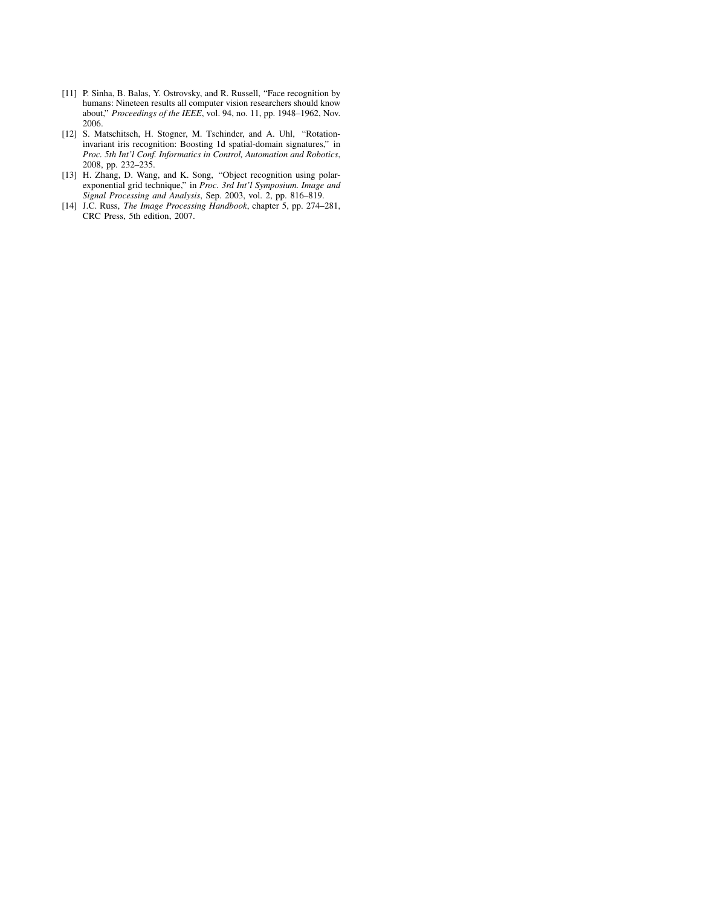[11] P. Sinha, B. Balas, Y. Ostrovsky, and R. Russell, "Face recognition by humans: Nineteen results all computer vision researchers should know about," *Proceedings of the IEEE*, vol. 94, no. 11, pp. 1948–1962, Nov. 2006.

[12] S. Matschitsch, H. Stogner, M. Tschinder, and A. Uhl, "Rotation-invariant iris recognition: Boosting 1d spatial-domain signatures," in *Proc. 5th Int'l Conf. Informatics in Control, Automation and Robotics*, 2008, pp. 232–235.

[13] H. Zhang, D. Wang, and K. Song, "Object recognition using polar-exponential grid technique," in *Proc. 3rd Int'l Symposium. Image and Signal Processing and Analysis*, Sep. 2003, vol. 2, pp. 816–819.

[14] J.C. Russ, *The Image Processing Handbook*, chapter 5, pp. 274–281, CRC Press, 5th edition, 2007.